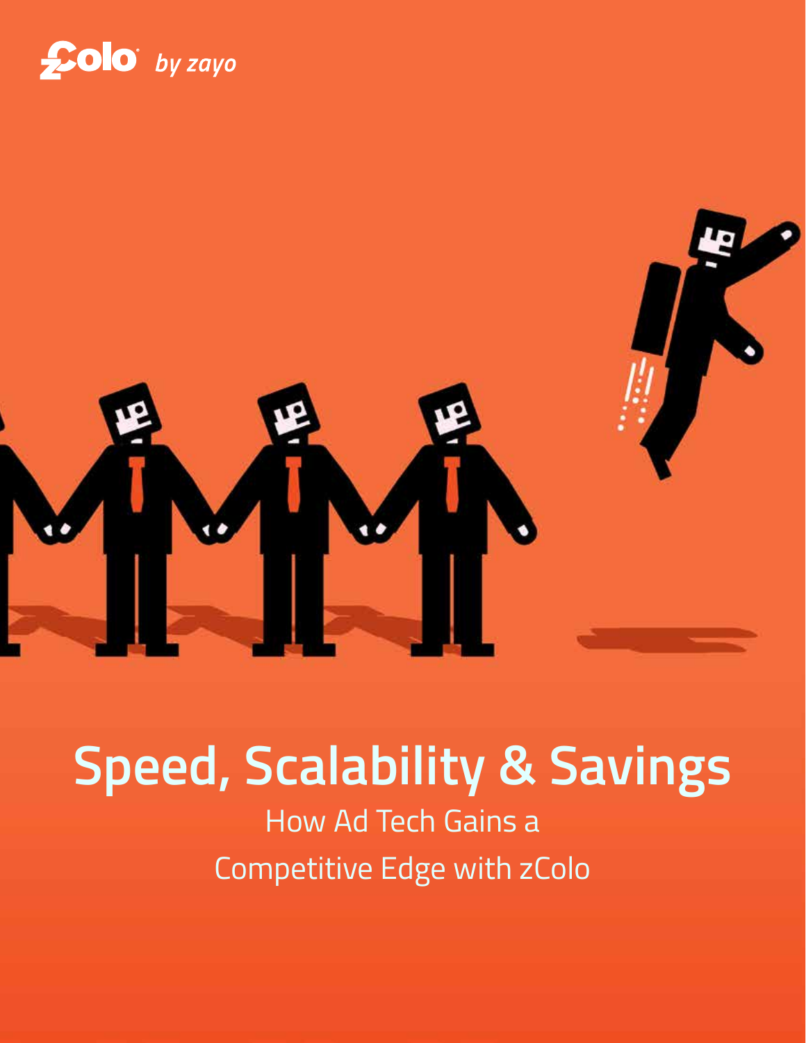zColo by zayo

# Speed, Scalability & Savings

## How Ad Tech Gains a Competitive Edge with zColo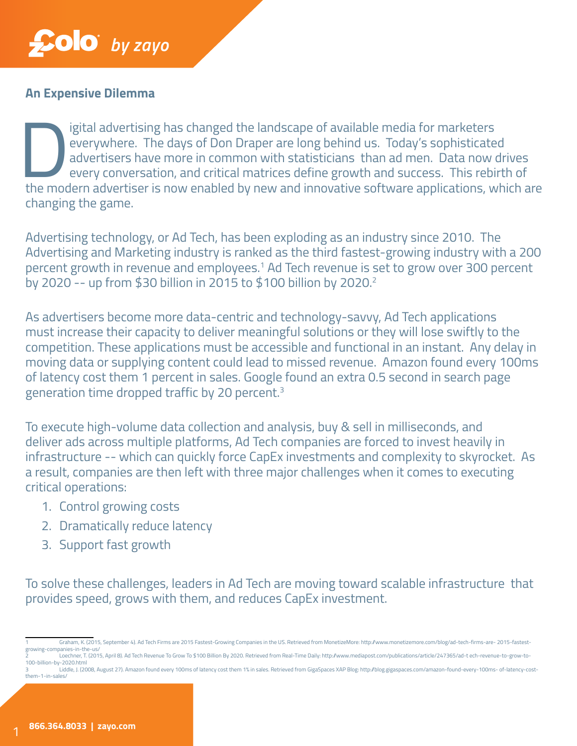## An Expensive Dilemma

Digital advertising has changed the landscape of available media for marketers everywhere. The days of Don Draper are long behind us. Today's sophisticated advertisers have more in common with statisticians than ad men. Data now drives every conversation, and critical matrices define growth and success. This rebirth of the modern advertiser is now enabled by new and innovative software applications, which are changing the game.

Advertising technology, or Ad Tech, has been exploding as an industry since 2010. The Advertising and Marketing industry is ranked as the third fastest-growing industry with a 200 percent growth in revenue and employees.[1] Ad Tech revenue is set to grow over 300 percent by 2020 -- up from $30 billion in 2015 to $100 billion by 2020.[2]

As advertisers become more data-centric and technology-savvy, Ad Tech applications must increase their capacity to deliver meaningful solutions or they will lose swiftly to the competition. These applications must be accessible and functional in an instant. Any delay in moving data or supplying content could lead to missed revenue. Amazon found every 100ms of latency cost them 1 percent in sales. Google found an extra 0.5 second in search page generation time dropped traffic by 20 percent.[3]

To execute high-volume data collection and analysis, buy & sell in milliseconds, and deliver ads across multiple platforms, Ad Tech companies are forced to invest heavily in infrastructure -- which can quickly force CapEx investments and complexity to skyrocket. As a result, companies are then left with three major challenges when it comes to executing critical operations:

1. Control growing costs
2. Dramatically reduce latency
3. Support fast growth

To solve these challenges, leaders in Ad Tech are moving toward scalable infrastructure that provides speed, grows with them, and reduces CapEx investment.

---

1 Graham, K. (2015, September 4). Ad Tech Firms are 2015 Fastest-Growing Companies in the US. Retrieved from MonetizeMore: http://www.monetizemore.com/blog/ad-tech-firms-are- 2015-fastest-growing-companies-in-the-us/

2 Loechner, T. (2015, April 8). Ad Tech Revenue To Grow To $100 Billion By 2020. Retrieved from Real-Time Daily: http://www.mediapost.com/publications/article/247365/ad-t ech-revenue-to-grow-to-100-billion-by-2020.html

3 Liddle, J. (2008, August 27). Amazon found every 100ms of latency cost them 1% in sales. Retrieved from GigaSpaces XAP Blog: http://blog.gigaspaces.com/amazon-found-every-100ms- of-latency-cost-them-1-in-sales/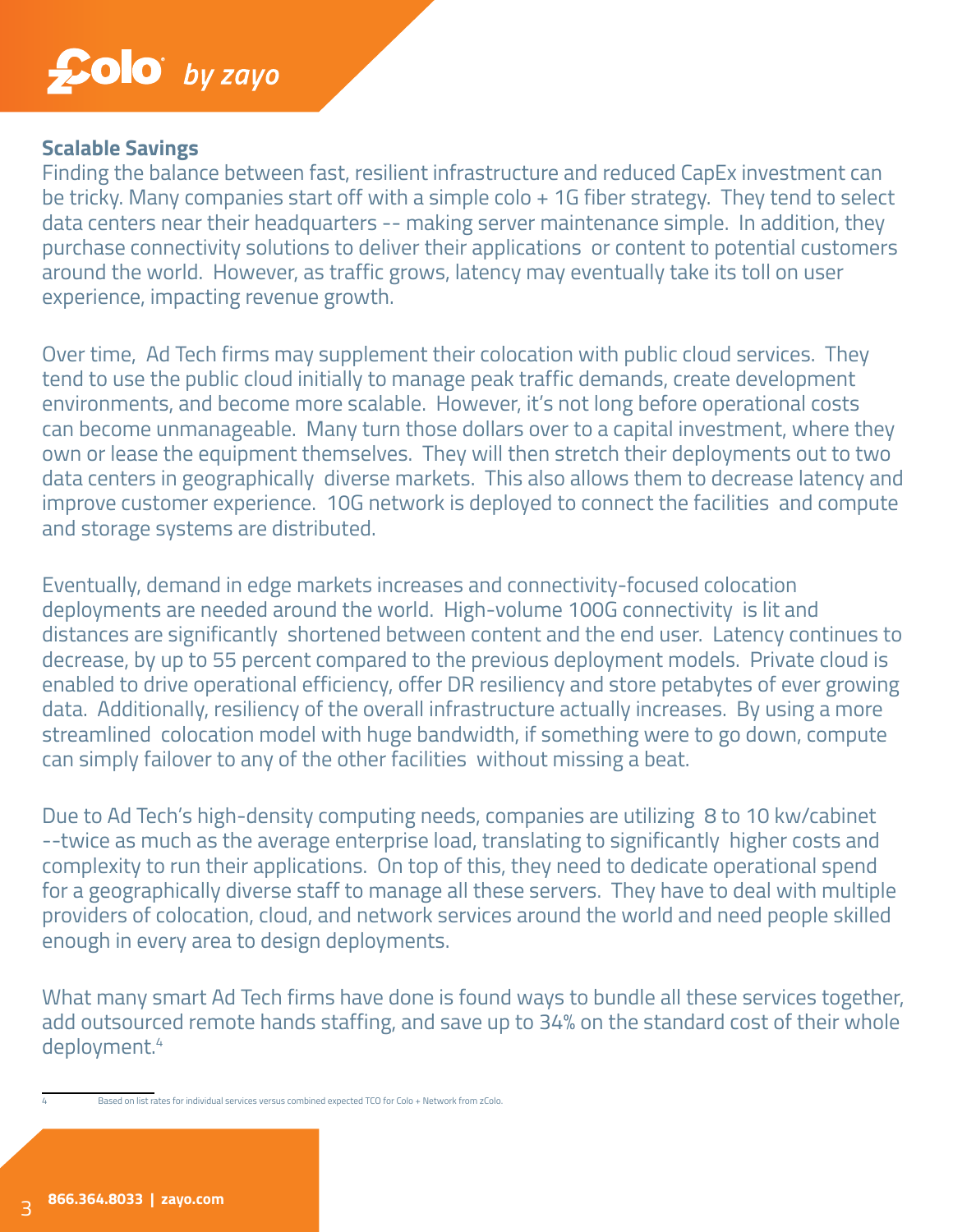## Scalable Savings

Finding the balance between fast, resilient infrastructure and reduced CapEx investment can be tricky. Many companies start off with a simple colo + 1G fiber strategy. They tend to select data centers near their headquarters -- making server maintenance simple. In addition, they purchase connectivity solutions to deliver their applications or content to potential customers around the world. However, as traffic grows, latency may eventually take its toll on user experience, impacting revenue growth.

Over time, Ad Tech firms may supplement their colocation with public cloud services. They tend to use the public cloud initially to manage peak traffic demands, create development environments, and become more scalable. However, it's not long before operational costs can become unmanageable. Many turn those dollars over to a capital investment, where they own or lease the equipment themselves. They will then stretch their deployments out to two data centers in geographically diverse markets. This also allows them to decrease latency and improve customer experience. 10G network is deployed to connect the facilities and compute and storage systems are distributed.

Eventually, demand in edge markets increases and connectivity-focused colocation deployments are needed around the world. High-volume 100G connectivity is lit and distances are significantly shortened between content and the end user. Latency continues to decrease, by up to 55 percent compared to the previous deployment models. Private cloud is enabled to drive operational efficiency, offer DR resiliency and store petabytes of ever growing data. Additionally, resiliency of the overall infrastructure actually increases. By using a more streamlined colocation model with huge bandwidth, if something were to go down, compute can simply failover to any of the other facilities without missing a beat.

Due to Ad Tech's high-density computing needs, companies are utilizing 8 to 10 kw/cabinet --twice as much as the average enterprise load, translating to significantly higher costs and complexity to run their applications. On top of this, they need to dedicate operational spend for a geographically diverse staff to manage all these servers. They have to deal with multiple providers of colocation, cloud, and network services around the world and need people skilled enough in every area to design deployments.

What many smart Ad Tech firms have done is found ways to bundle all these services together, add outsourced remote hands staffing, and save up to 34% on the standard cost of their whole deployment.[4]

---

[4] Based on list rates for individual services versus combined expected TCO for Colo + Network from zColo.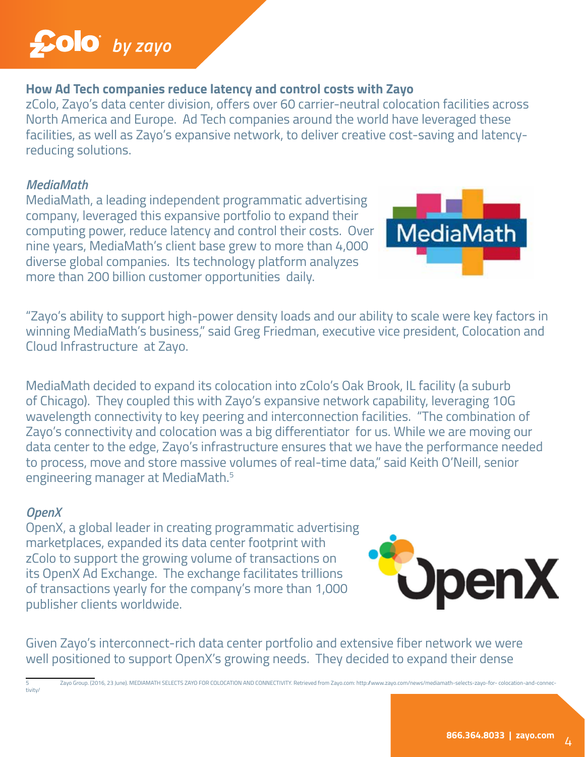## How Ad Tech companies reduce latency and control costs with Zayo

zColo, Zayo's data center division, offers over 60 carrier-neutral colocation facilities across North America and Europe. Ad Tech companies around the world have leveraged these facilities, as well as Zayo's expansive network, to deliver creative cost-saving and latency-reducing solutions.

### *MediaMath*

MediaMath, a leading independent programmatic advertising company, leveraged this expansive portfolio to expand their computing power, reduce latency and control their costs. Over nine years, MediaMath's client base grew to more than 4,000 diverse global companies. Its technology platform analyzes more than 200 billion customer opportunities daily.

"Zayo's ability to support high-power density loads and our ability to scale were key factors in winning MediaMath's business," said Greg Friedman, executive vice president, Colocation and Cloud Infrastructure at Zayo.

MediaMath decided to expand its colocation into zColo's Oak Brook, IL facility (a suburb of Chicago). They coupled this with Zayo's expansive network capability, leveraging 10G wavelength connectivity to key peering and interconnection facilities. "The combination of Zayo's connectivity and colocation was a big differentiator for us. While we are moving our data center to the edge, Zayo's infrastructure ensures that we have the performance needed to process, move and store massive volumes of real-time data," said Keith O'Neill, senior engineering manager at MediaMath.[5]

### *OpenX*

OpenX, a global leader in creating programmatic advertising marketplaces, expanded its data center footprint with zColo to support the growing volume of transactions on its OpenX Ad Exchange. The exchange facilitates trillions of transactions yearly for the company's more than 1,000 publisher clients worldwide.

Given Zayo's interconnect-rich data center portfolio and extensive fiber network we were well positioned to support OpenX's growing needs. They decided to expand their dense

---

[5] Zayo Group. (2016, 23 June). MEDIAMATH SELECTS ZAYO FOR COLOCATION AND CONNECTIVITY. Retrieved from Zayo.com: http://www.zayo.com/news/mediamath-selects-zayo-for- colocation-and-connectivity/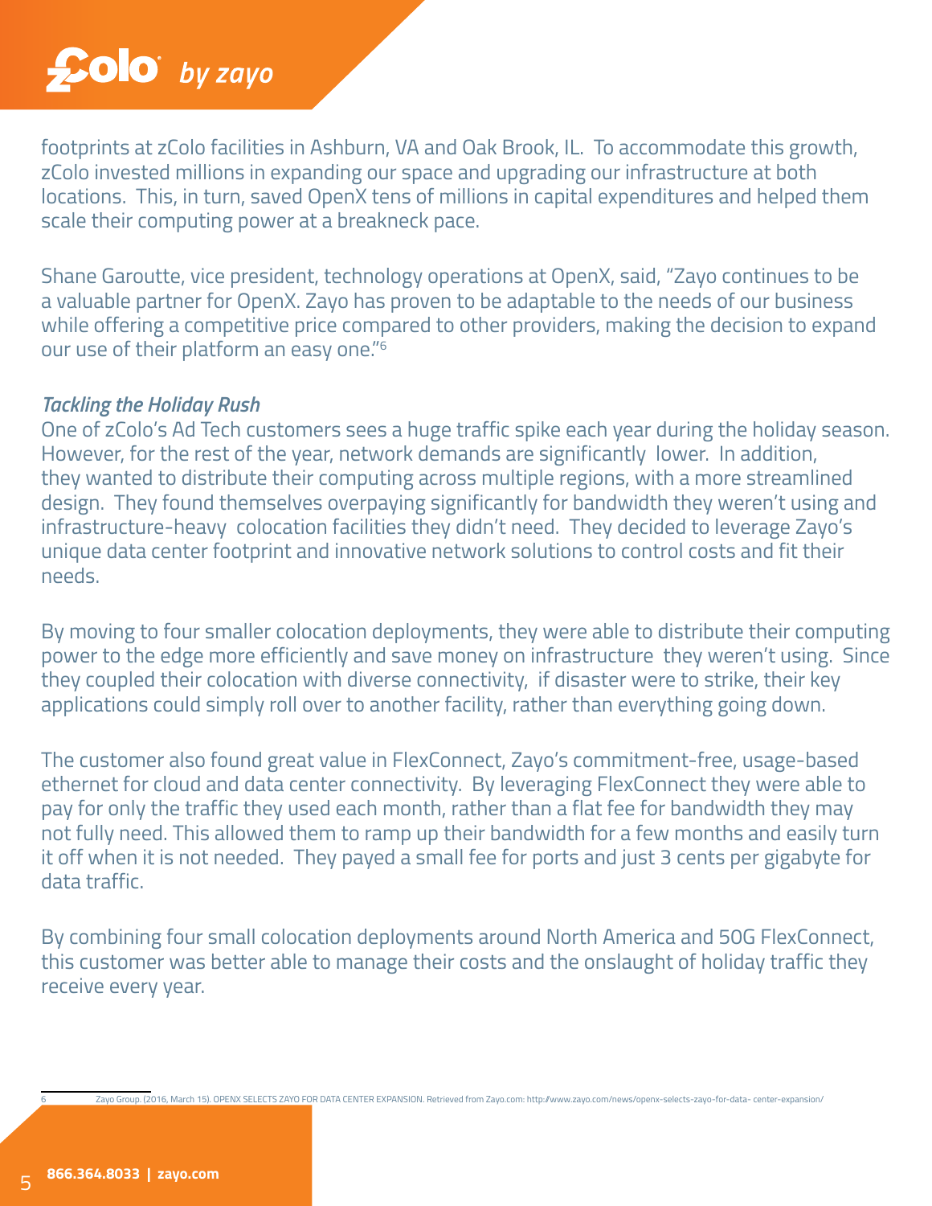footprints at zColo facilities in Ashburn, VA and Oak Brook, IL. To accommodate this growth, zColo invested millions in expanding our space and upgrading our infrastructure at both locations. This, in turn, saved OpenX tens of millions in capital expenditures and helped them scale their computing power at a breakneck pace.

Shane Garoutte, vice president, technology operations at OpenX, said, "Zayo continues to be a valuable partner for OpenX. Zayo has proven to be adaptable to the needs of our business while offering a competitive price compared to other providers, making the decision to expand our use of their platform an easy one."[6]

### *Tackling the Holiday Rush*

One of zColo's Ad Tech customers sees a huge traffic spike each year during the holiday season. However, for the rest of the year, network demands are significantly lower. In addition, they wanted to distribute their computing across multiple regions, with a more streamlined design. They found themselves overpaying significantly for bandwidth they weren't using and infrastructure-heavy colocation facilities they didn't need. They decided to leverage Zayo's unique data center footprint and innovative network solutions to control costs and fit their needs.

By moving to four smaller colocation deployments, they were able to distribute their computing power to the edge more efficiently and save money on infrastructure they weren't using. Since they coupled their colocation with diverse connectivity, if disaster were to strike, their key applications could simply roll over to another facility, rather than everything going down.

The customer also found great value in FlexConnect, Zayo's commitment-free, usage-based ethernet for cloud and data center connectivity. By leveraging FlexConnect they were able to pay for only the traffic they used each month, rather than a flat fee for bandwidth they may not fully need. This allowed them to ramp up their bandwidth for a few months and easily turn it off when it is not needed. They payed a small fee for ports and just 3 cents per gigabyte for data traffic.

By combining four small colocation deployments around North America and 50G FlexConnect, this customer was better able to manage their costs and the onslaught of holiday traffic they receive every year.

---

[6] Zayo Group. (2016, March 15). OPENX SELECTS ZAYO FOR DATA CENTER EXPANSION. Retrieved from Zayo.com: http://www.zayo.com/news/openx-selects-zayo-for-data- center-expansion/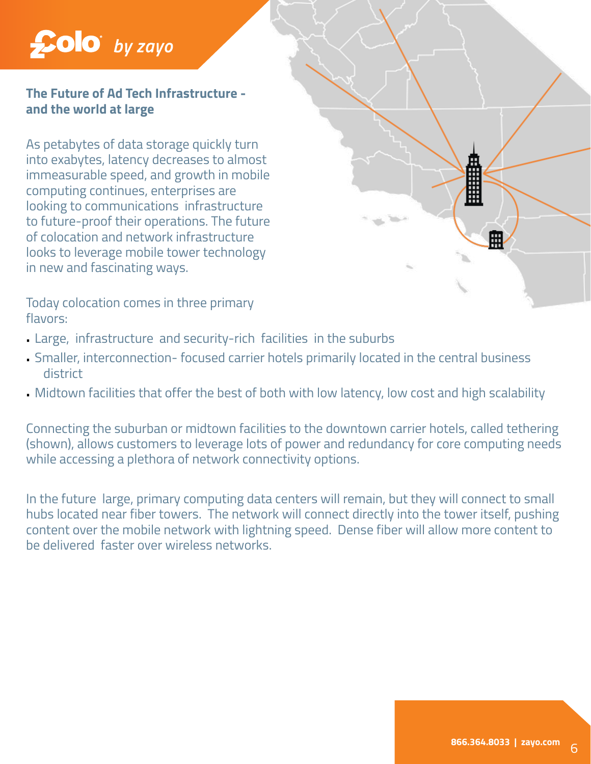## The Future of Ad Tech Infrastructure - and the world at large

As petabytes of data storage quickly turn into exabytes, latency decreases to almost immeasurable speed, and growth in mobile computing continues, enterprises are looking to communications infrastructure to future-proof their operations. The future of colocation and network infrastructure looks to leverage mobile tower technology in new and fascinating ways.

Today colocation comes in three primary flavors:

- Large, infrastructure and security-rich facilities in the suburbs
- Smaller, interconnection- focused carrier hotels primarily located in the central business district
- Midtown facilities that offer the best of both with low latency, low cost and high scalability

Connecting the suburban or midtown facilities to the downtown carrier hotels, called tethering (shown), allows customers to leverage lots of power and redundancy for core computing needs while accessing a plethora of network connectivity options.

In the future large, primary computing data centers will remain, but they will connect to small hubs located near fiber towers. The network will connect directly into the tower itself, pushing content over the mobile network with lightning speed. Dense fiber will allow more content to be delivered faster over wireless networks.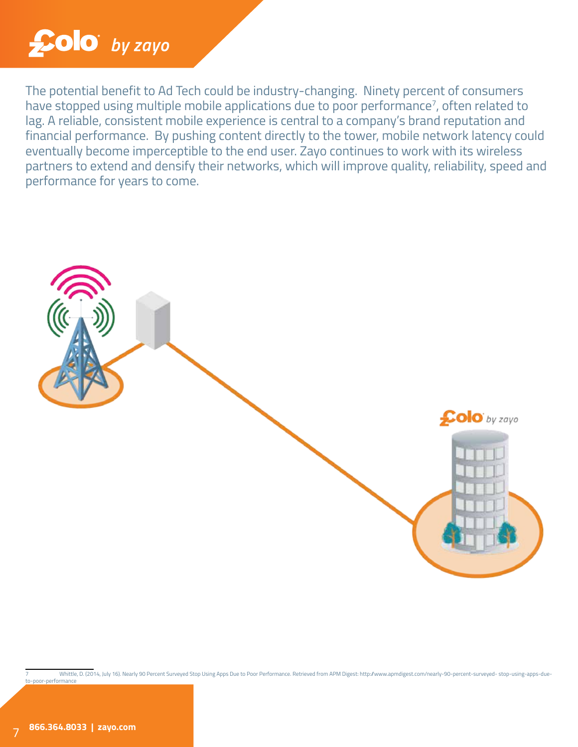The potential benefit to Ad Tech could be industry-changing. Ninety percent of consumers have stopped using multiple mobile applications due to poor performance[7], often related to lag. A reliable, consistent mobile experience is central to a company's brand reputation and financial performance. By pushing content directly to the tower, mobile network latency could eventually become imperceptible to the end user. Zayo continues to work with its wireless partners to extend and densify their networks, which will improve quality, reliability, speed and performance for years to come.

[7] Whittle, D. (2014, July 16). Nearly 90 Percent Surveyed Stop Using Apps Due to Poor Performance. Retrieved from APM Digest: http://www.apmdigest.com/nearly-90-percent-surveyed- stop-using-apps-due-to-poor-performance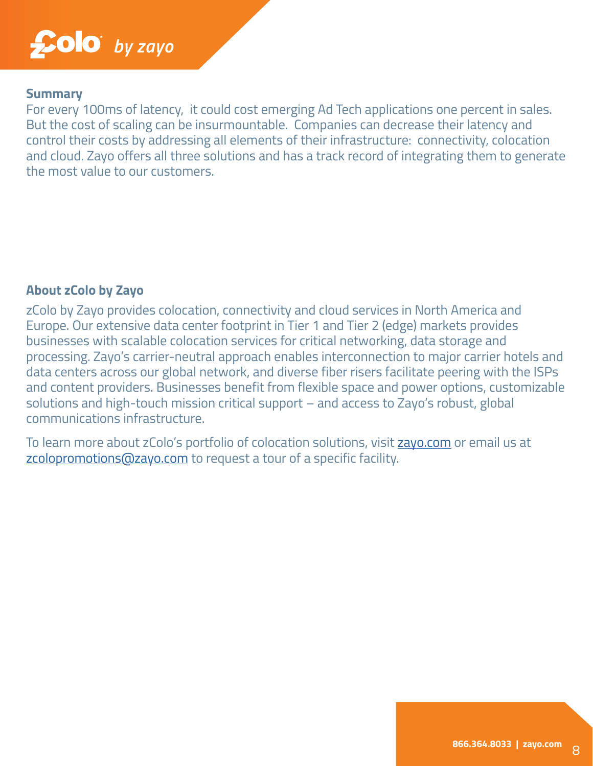## Summary

For every 100ms of latency, it could cost emerging Ad Tech applications one percent in sales. But the cost of scaling can be insurmountable. Companies can decrease their latency and control their costs by addressing all elements of their infrastructure: connectivity, colocation and cloud. Zayo offers all three solutions and has a track record of integrating them to generate the most value to our customers.

## About zColo by Zayo

zColo by Zayo provides colocation, connectivity and cloud services in North America and Europe. Our extensive data center footprint in Tier 1 and Tier 2 (edge) markets provides businesses with scalable colocation services for critical networking, data storage and processing. Zayo's carrier-neutral approach enables interconnection to major carrier hotels and data centers across our global network, and diverse fiber risers facilitate peering with the ISPs and content providers. Businesses benefit from flexible space and power options, customizable solutions and high-touch mission critical support – and access to Zayo's robust, global communications infrastructure.

To learn more about zColo's portfolio of colocation solutions, visit zayo.com or email us at zcolopromotions@zayo.com to request a tour of a specific facility.